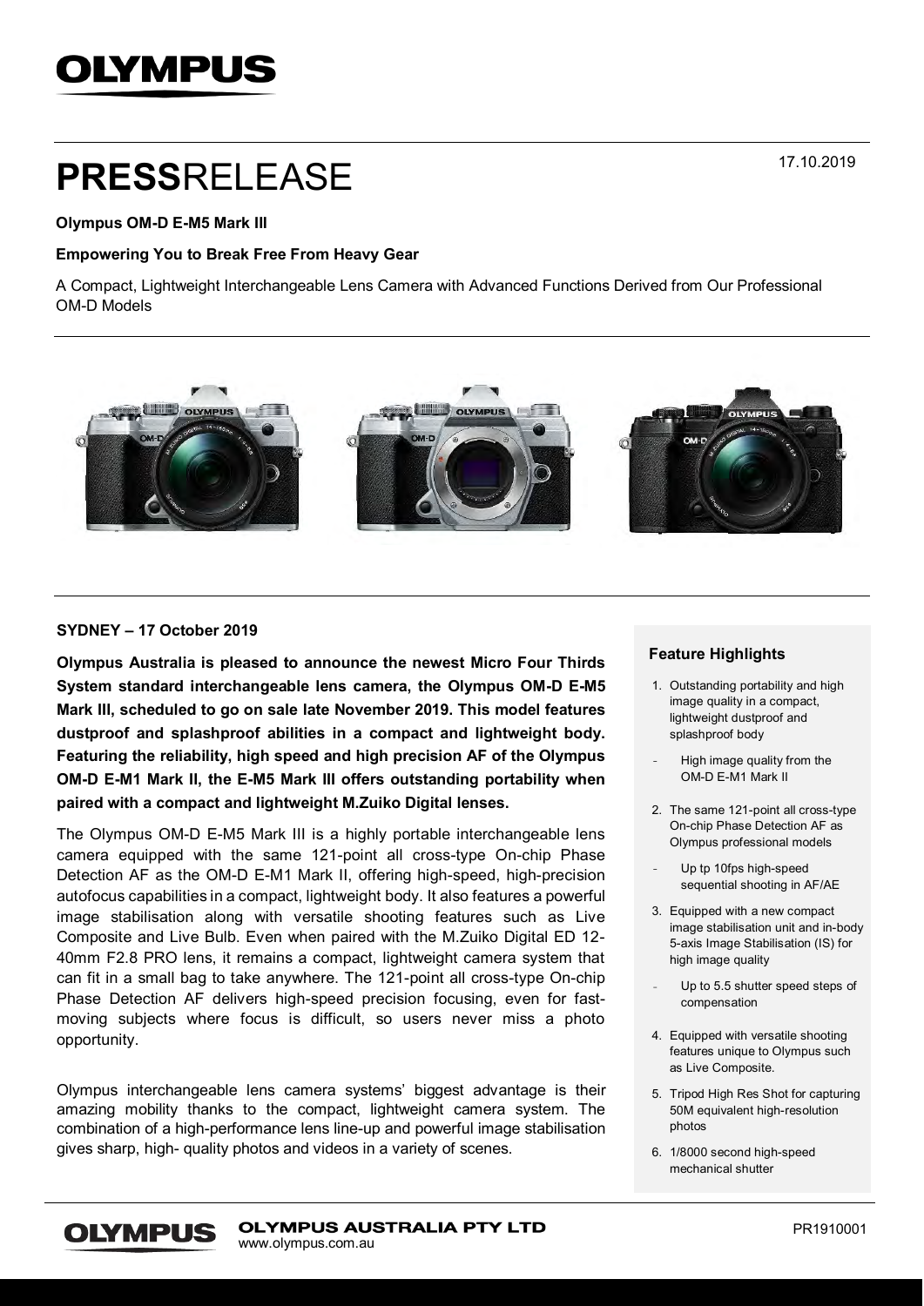# PRESSRELEASE

17.10.2019

**Olympus OM-D E-M5 Mark III**

**Empowering You to Break Free From Heavy Gear**

A Compact, Lightweight Interchangeable Lens Camera with Advanced Functions Derived from Our Professional OM-D Models

**SYDNEY – 17 October 2019**

**Olympus Australia is pleased to announce the newest Micro Four Thirds System standard interchangeable lens camera, the Olympus OM-D E-M5 Mark III, scheduled to go on sale late November 2019. This model features dustproof and splashproof abilities in a compact and lightweight body. Featuring the reliability, high speed and high precision AF of the Olympus OM-D E-M1 Mark II, the E-M5 Mark III offers outstanding portability when paired with a compact and lightweight M.Zuiko Digital lenses.**

The Olympus OM-D E-M5 Mark III is a highly portable interchangeable lens camera equipped with the same 121-point all cross-type On-chip Phase Detection AF as the OM-D E-M1 Mark II, offering high-speed, high-precision autofocus capabilities in a compact, lightweight body. It also features a powerful image stabilisation along with versatile shooting features such as Live Composite and Live Bulb. Even when paired with the M.Zuiko Digital ED 12-40mm F2.8 PRO lens, it remains a compact, lightweight camera system that can fit in a small bag to take anywhere. The 121-point all cross-type On-chip Phase Detection AF delivers high-speed precision focusing, even for fast-moving subjects where focus is difficult, so users never miss a photo opportunity.

Olympus interchangeable lens camera systems' biggest advantage is their amazing mobility thanks to the compact, lightweight camera system. The combination of a high-performance lens line-up and powerful image stabilisation gives sharp, high- quality photos and videos in a variety of scenes.

### Feature Highlights

1. Outstanding portability and high image quality in a compact, lightweight dustproof and splashproof body
   - High image quality from the OM-D E-M1 Mark II
2. The same 121-point all cross-type On-chip Phase Detection AF as Olympus professional models
   - Up tp 10fps high-speed sequential shooting in AF/AE
3. Equipped with a new compact image stabilisation unit and in-body 5-axis Image Stabilisation (IS) for high image quality
   - Up to 5.5 shutter speed steps of compensation
4. Equipped with versatile shooting features unique to Olympus such as Live Composite.
5. Tripod High Res Shot for capturing 50M equivalent high-resolution photos
6. 1/8000 second high-speed mechanical shutter

**OLYMPUS AUSTRALIA PTY LTD**
www.olympus.com.au

PR1910001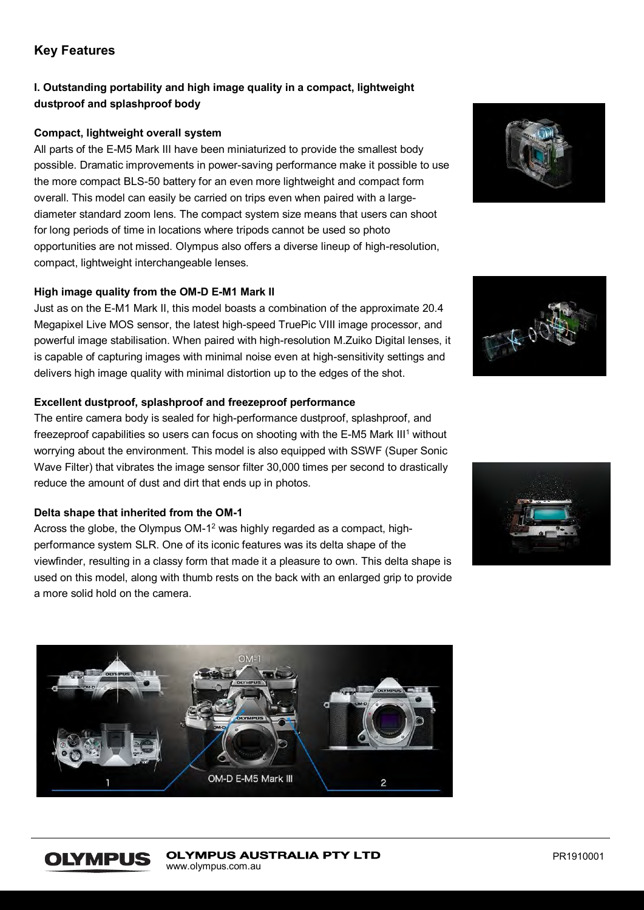## Key Features

### I. Outstanding portability and high image quality in a compact, lightweight dustproof and splashproof body

**Compact, lightweight overall system**

All parts of the E-M5 Mark III have been miniaturized to provide the smallest body possible. Dramatic improvements in power-saving performance make it possible to use the more compact BLS-50 battery for an even more lightweight and compact form overall. This model can easily be carried on trips even when paired with a large-diameter standard zoom lens. The compact system size means that users can shoot for long periods of time in locations where tripods cannot be used so photo opportunities are not missed. Olympus also offers a diverse lineup of high-resolution, compact, lightweight interchangeable lenses.

**High image quality from the OM-D E-M1 Mark II**

Just as on the E-M1 Mark II, this model boasts a combination of the approximate 20.4 Megapixel Live MOS sensor, the latest high-speed TruePic VIII image processor, and powerful image stabilisation. When paired with high-resolution M.Zuiko Digital lenses, it is capable of capturing images with minimal noise even at high-sensitivity settings and delivers high image quality with minimal distortion up to the edges of the shot.

**Excellent dustproof, splashproof and freezeproof performance**

The entire camera body is sealed for high-performance dustproof, splashproof, and freezeproof capabilities so users can focus on shooting with the E-M5 Mark III[1] without worrying about the environment. This model is also equipped with SSWF (Super Sonic Wave Filter) that vibrates the image sensor filter 30,000 times per second to drastically reduce the amount of dust and dirt that ends up in photos.

**Delta shape that inherited from the OM-1**

Across the globe, the Olympus OM-1[2] was highly regarded as a compact, high-performance system SLR. One of its iconic features was its delta shape of the viewfinder, resulting in a classy form that made it a pleasure to own. This delta shape is used on this model, along with thumb rests on the back with an enlarged grip to provide a more solid hold on the camera.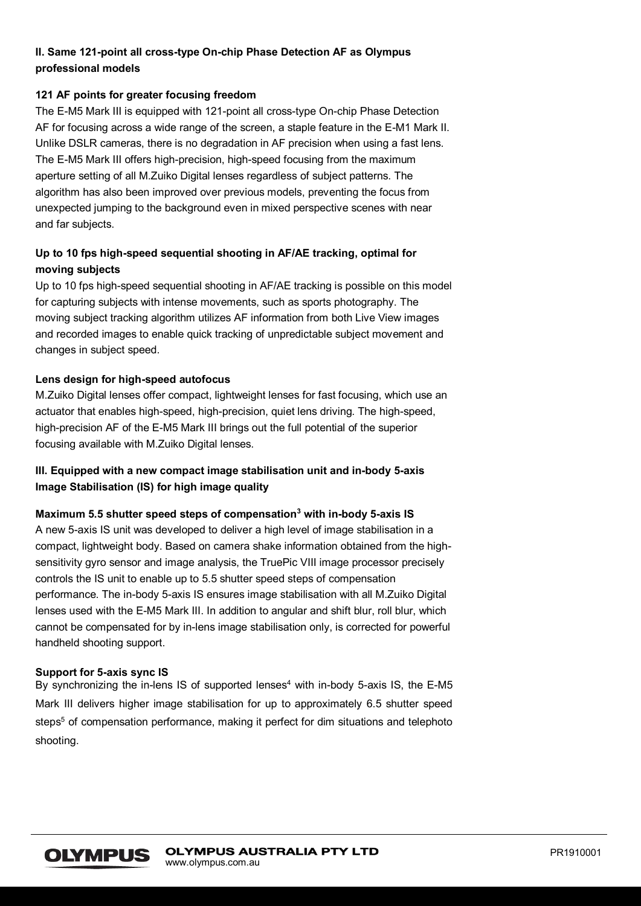**II. Same 121-point all cross-type On-chip Phase Detection AF as Olympus professional models**

**121 AF points for greater focusing freedom**

The E-M5 Mark III is equipped with 121-point all cross-type On-chip Phase Detection AF for focusing across a wide range of the screen, a staple feature in the E-M1 Mark II. Unlike DSLR cameras, there is no degradation in AF precision when using a fast lens. The E-M5 Mark III offers high-precision, high-speed focusing from the maximum aperture setting of all M.Zuiko Digital lenses regardless of subject patterns. The algorithm has also been improved over previous models, preventing the focus from unexpected jumping to the background even in mixed perspective scenes with near and far subjects.

**Up to 10 fps high-speed sequential shooting in AF/AE tracking, optimal for moving subjects**

Up to 10 fps high-speed sequential shooting in AF/AE tracking is possible on this model for capturing subjects with intense movements, such as sports photography. The moving subject tracking algorithm utilizes AF information from both Live View images and recorded images to enable quick tracking of unpredictable subject movement and changes in subject speed.

**Lens design for high-speed autofocus**

M.Zuiko Digital lenses offer compact, lightweight lenses for fast focusing, which use an actuator that enables high-speed, high-precision, quiet lens driving. The high-speed, high-precision AF of the E-M5 Mark III brings out the full potential of the superior focusing available with M.Zuiko Digital lenses.

**III. Equipped with a new compact image stabilisation unit and in-body 5-axis Image Stabilisation (IS) for high image quality**

**Maximum 5.5 shutter speed steps of compensation[3] with in-body 5-axis IS**

A new 5-axis IS unit was developed to deliver a high level of image stabilisation in a compact, lightweight body. Based on camera shake information obtained from the high-sensitivity gyro sensor and image analysis, the TruePic VIII image processor precisely controls the IS unit to enable up to 5.5 shutter speed steps of compensation performance. The in-body 5-axis IS ensures image stabilisation with all M.Zuiko Digital lenses used with the E-M5 Mark III. In addition to angular and shift blur, roll blur, which cannot be compensated for by in-lens image stabilisation only, is corrected for powerful handheld shooting support.

**Support for 5-axis sync IS**

By synchronizing the in-lens IS of supported lenses[4] with in-body 5-axis IS, the E-M5 Mark III delivers higher image stabilisation for up to approximately 6.5 shutter speed steps[5] of compensation performance, making it perfect for dim situations and telephoto shooting.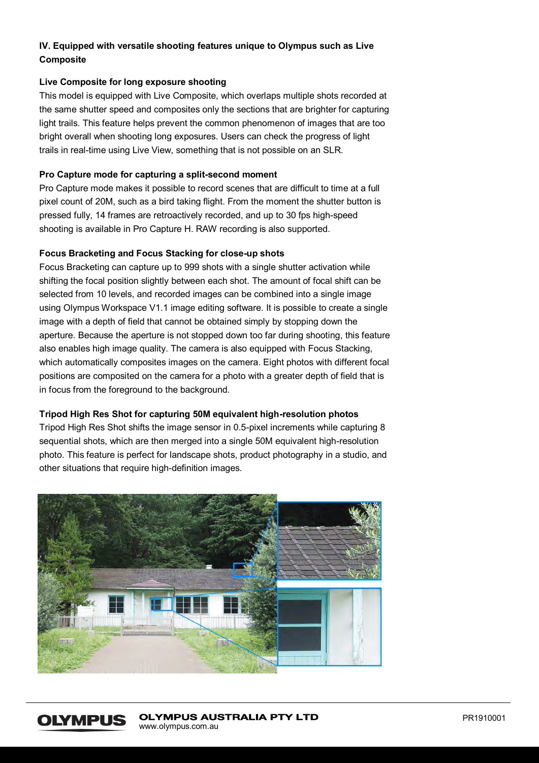**IV. Equipped with versatile shooting features unique to Olympus such as Live Composite**

**Live Composite for long exposure shooting**

This model is equipped with Live Composite, which overlaps multiple shots recorded at the same shutter speed and composites only the sections that are brighter for capturing light trails. This feature helps prevent the common phenomenon of images that are too bright overall when shooting long exposures. Users can check the progress of light trails in real-time using Live View, something that is not possible on an SLR.

**Pro Capture mode for capturing a split-second moment**

Pro Capture mode makes it possible to record scenes that are difficult to time at a full pixel count of 20M, such as a bird taking flight. From the moment the shutter button is pressed fully, 14 frames are retroactively recorded, and up to 30 fps high-speed shooting is available in Pro Capture H. RAW recording is also supported.

**Focus Bracketing and Focus Stacking for close-up shots**

Focus Bracketing can capture up to 999 shots with a single shutter activation while shifting the focal position slightly between each shot. The amount of focal shift can be selected from 10 levels, and recorded images can be combined into a single image using Olympus Workspace V1.1 image editing software. It is possible to create a single image with a depth of field that cannot be obtained simply by stopping down the aperture. Because the aperture is not stopped down too far during shooting, this feature also enables high image quality. The camera is also equipped with Focus Stacking, which automatically composites images on the camera. Eight photos with different focal positions are composited on the camera for a photo with a greater depth of field that is in focus from the foreground to the background.

**Tripod High Res Shot for capturing 50M equivalent high-resolution photos**

Tripod High Res Shot shifts the image sensor in 0.5-pixel increments while capturing 8 sequential shots, which are then merged into a single 50M equivalent high-resolution photo. This feature is perfect for landscape shots, product photography in a studio, and other situations that require high-definition images.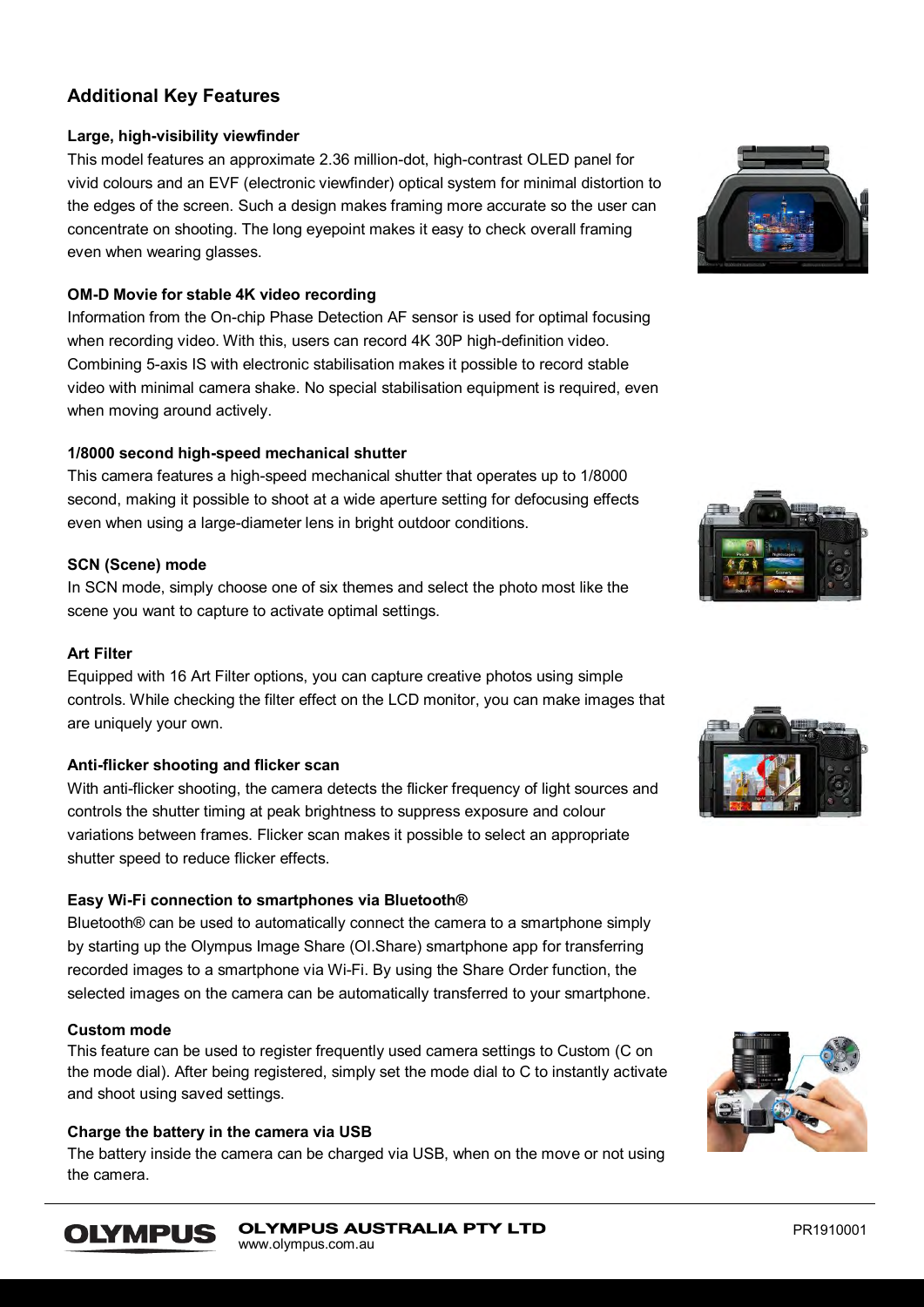## Additional Key Features

**Large, high-visibility viewfinder**

This model features an approximate 2.36 million-dot, high-contrast OLED panel for vivid colours and an EVF (electronic viewfinder) optical system for minimal distortion to the edges of the screen. Such a design makes framing more accurate so the user can concentrate on shooting. The long eyepoint makes it easy to check overall framing even when wearing glasses.

**OM-D Movie for stable 4K video recording**

Information from the On-chip Phase Detection AF sensor is used for optimal focusing when recording video. With this, users can record 4K 30P high-definition video. Combining 5-axis IS with electronic stabilisation makes it possible to record stable video with minimal camera shake. No special stabilisation equipment is required, even when moving around actively.

**1/8000 second high-speed mechanical shutter**

This camera features a high-speed mechanical shutter that operates up to 1/8000 second, making it possible to shoot at a wide aperture setting for defocusing effects even when using a large-diameter lens in bright outdoor conditions.

**SCN (Scene) mode**

In SCN mode, simply choose one of six themes and select the photo most like the scene you want to capture to activate optimal settings.

**Art Filter**

Equipped with 16 Art Filter options, you can capture creative photos using simple controls. While checking the filter effect on the LCD monitor, you can make images that are uniquely your own.

**Anti-flicker shooting and flicker scan**

With anti-flicker shooting, the camera detects the flicker frequency of light sources and controls the shutter timing at peak brightness to suppress exposure and colour variations between frames. Flicker scan makes it possible to select an appropriate shutter speed to reduce flicker effects.

**Easy Wi-Fi connection to smartphones via Bluetooth®**

Bluetooth® can be used to automatically connect the camera to a smartphone simply by starting up the Olympus Image Share (OI.Share) smartphone app for transferring recorded images to a smartphone via Wi-Fi. By using the Share Order function, the selected images on the camera can be automatically transferred to your smartphone.

**Custom mode**

This feature can be used to register frequently used camera settings to Custom (C on the mode dial). After being registered, simply set the mode dial to C to instantly activate and shoot using saved settings.

**Charge the battery in the camera via USB**

The battery inside the camera can be charged via USB, when on the move or not using the camera.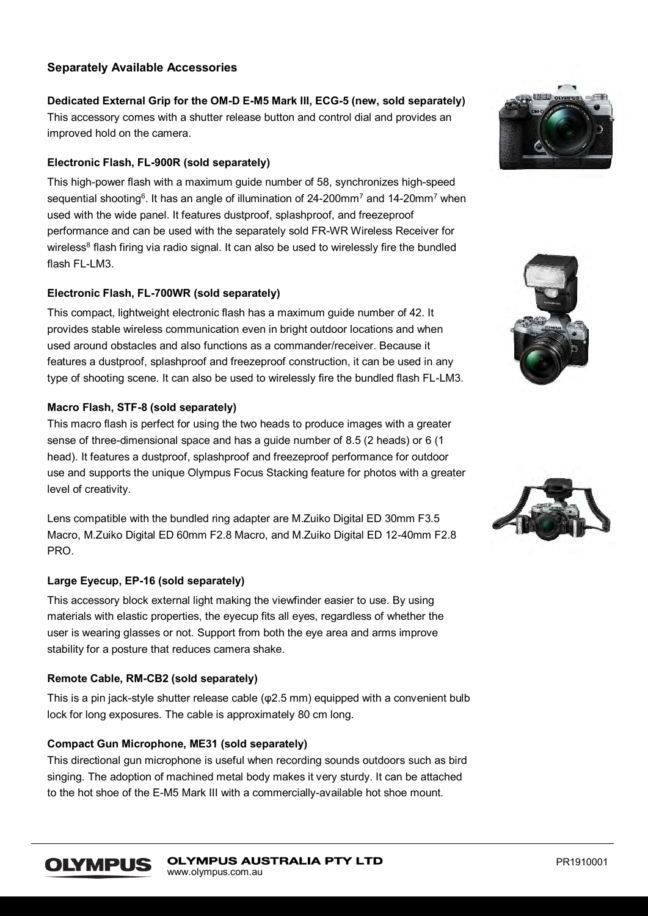## Separately Available Accessories

### Dedicated External Grip for the OM-D E-M5 Mark III, ECG-5 (new, sold separately)

This accessory comes with a shutter release button and control dial and provides an improved hold on the camera.

### Electronic Flash, FL-900R (sold separately)

This high-power flash with a maximum guide number of 58, synchronizes high-speed sequential shooting[6]. It has an angle of illumination of 24-200mm[7] and 14-20mm[7] when used with the wide panel. It features dustproof, splashproof, and freezeproof performance and can be used with the separately sold FR-WR Wireless Receiver for wireless[8] flash firing via radio signal. It can also be used to wirelessly fire the bundled flash FL-LM3.

### Electronic Flash, FL-700WR (sold separately)

This compact, lightweight electronic flash has a maximum guide number of 42. It provides stable wireless communication even in bright outdoor locations and when used around obstacles and also functions as a commander/receiver. Because it features a dustproof, splashproof and freezeproof construction, it can be used in any type of shooting scene. It can also be used to wirelessly fire the bundled flash FL-LM3.

### Macro Flash, STF-8 (sold separately)

This macro flash is perfect for using the two heads to produce images with a greater sense of three-dimensional space and has a guide number of 8.5 (2 heads) or 6 (1 head). It features a dustproof, splashproof and freezeproof performance for outdoor use and supports the unique Olympus Focus Stacking feature for photos with a greater level of creativity.

Lens compatible with the bundled ring adapter are M.Zuiko Digital ED 30mm F3.5 Macro, M.Zuiko Digital ED 60mm F2.8 Macro, and M.Zuiko Digital ED 12-40mm F2.8 PRO.

### Large Eyecup, EP-16 (sold separately)

This accessory block external light making the viewfinder easier to use. By using materials with elastic properties, the eyecup fits all eyes, regardless of whether the user is wearing glasses or not. Support from both the eye area and arms improve stability for a posture that reduces camera shake.

### Remote Cable, RM-CB2 (sold separately)

This is a pin jack-style shutter release cable (φ2.5 mm) equipped with a convenient bulb lock for long exposures. The cable is approximately 80 cm long.

### Compact Gun Microphone, ME31 (sold separately)

This directional gun microphone is useful when recording sounds outdoors such as bird singing. The adoption of machined metal body makes it very sturdy. It can be attached to the hot shoe of the E-M5 Mark III with a commercially-available hot shoe mount.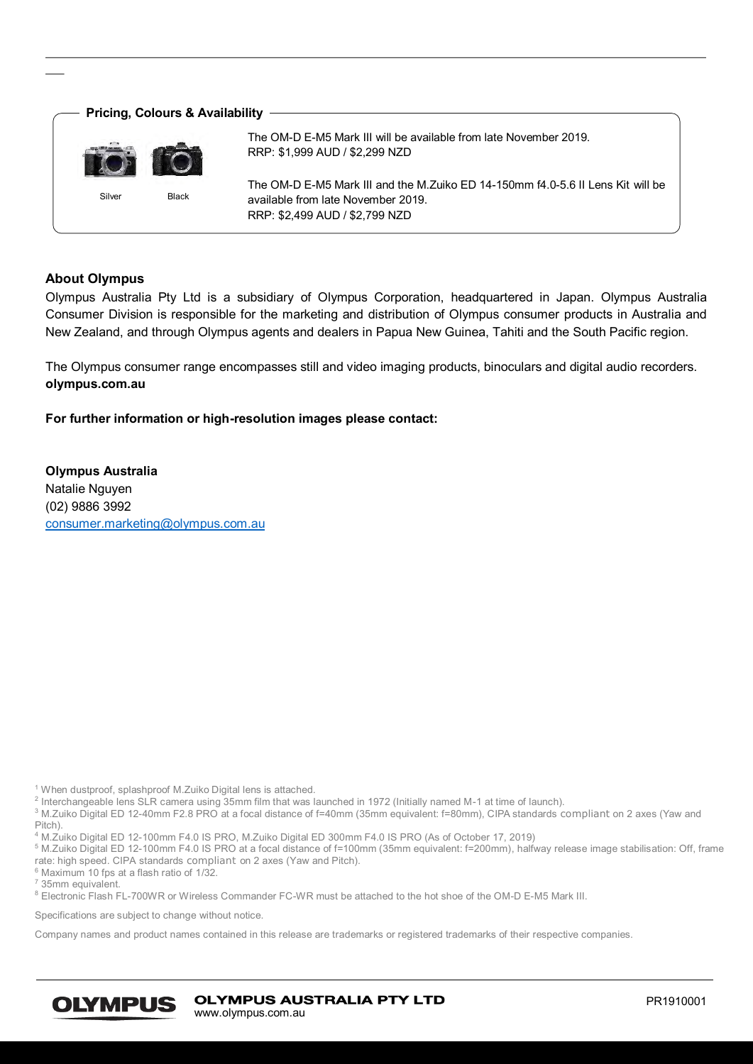## Pricing, Colours & Availability

Silver    Black

The OM-D E-M5 Mark III will be available from late November 2019.
RRP: $1,999 AUD / $2,299 NZD

The OM-D E-M5 Mark III and the M.Zuiko ED 14-150mm f4.0-5.6 II Lens Kit will be available from late November 2019.
RRP: $2,499 AUD / $2,799 NZD

**About Olympus**

Olympus Australia Pty Ltd is a subsidiary of Olympus Corporation, headquartered in Japan. Olympus Australia Consumer Division is responsible for the marketing and distribution of Olympus consumer products in Australia and New Zealand, and through Olympus agents and dealers in Papua New Guinea, Tahiti and the South Pacific region.

The Olympus consumer range encompasses still and video imaging products, binoculars and digital audio recorders.
**olympus.com.au**

**For further information or high-resolution images please contact:**

**Olympus Australia**
Natalie Nguyen
(02) 9886 3992
consumer.marketing@olympus.com.au

[1] When dustproof, splashproof M.Zuiko Digital lens is attached.
[2] Interchangeable lens SLR camera using 35mm film that was launched in 1972 (Initially named M-1 at time of launch).
[3] M.Zuiko Digital ED 12-40mm F2.8 PRO at a focal distance of f=40mm (35mm equivalent: f=80mm), CIPA standards compliant on 2 axes (Yaw and Pitch).
[4] M.Zuiko Digital ED 12-100mm F4.0 IS PRO, M.Zuiko Digital ED 300mm F4.0 IS PRO (As of October 17, 2019)
[5] M.Zuiko Digital ED 12-100mm F4.0 IS PRO at a focal distance of f=100mm (35mm equivalent: f=200mm), halfway release image stabilisation: Off, frame rate: high speed. CIPA standards compliant on 2 axes (Yaw and Pitch).
[6] Maximum 10 fps at a flash ratio of 1/32.
[7] 35mm equivalent.
[8] Electronic Flash FL-700WR or Wireless Commander FC-WR must be attached to the hot shoe of the OM-D E-M5 Mark III.

Specifications are subject to change without notice.

Company names and product names contained in this release are trademarks or registered trademarks of their respective companies.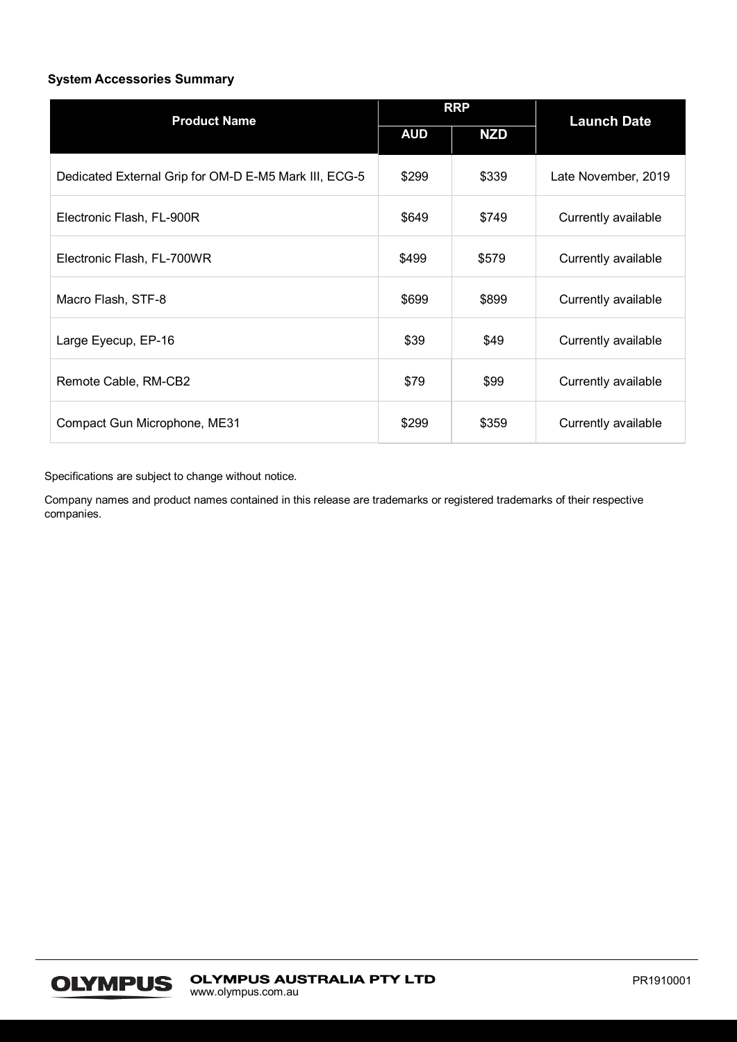**System Accessories Summary**

| Product Name | RRP | | Launch Date |
|---|---|---|---|
| | AUD | NZD | |
| Dedicated External Grip for OM-D E-M5 Mark III, ECG-5 | $299 | $339 | Late November, 2019 |
| Electronic Flash, FL-900R | $649 | $749 | Currently available |
| Electronic Flash, FL-700WR | $499 | $579 | Currently available |
| Macro Flash, STF-8 | $699 | $899 | Currently available |
| Large Eyecup, EP-16 | $39 | $49 | Currently available |
| Remote Cable, RM-CB2 | $79 | $99 | Currently available |
| Compact Gun Microphone, ME31 | $299 | $359 | Currently available |

Specifications are subject to change without notice.

Company names and product names contained in this release are trademarks or registered trademarks of their respective companies.

OLYMPUS AUSTRALIA PTY LTD
www.olympus.com.au

PR1910001